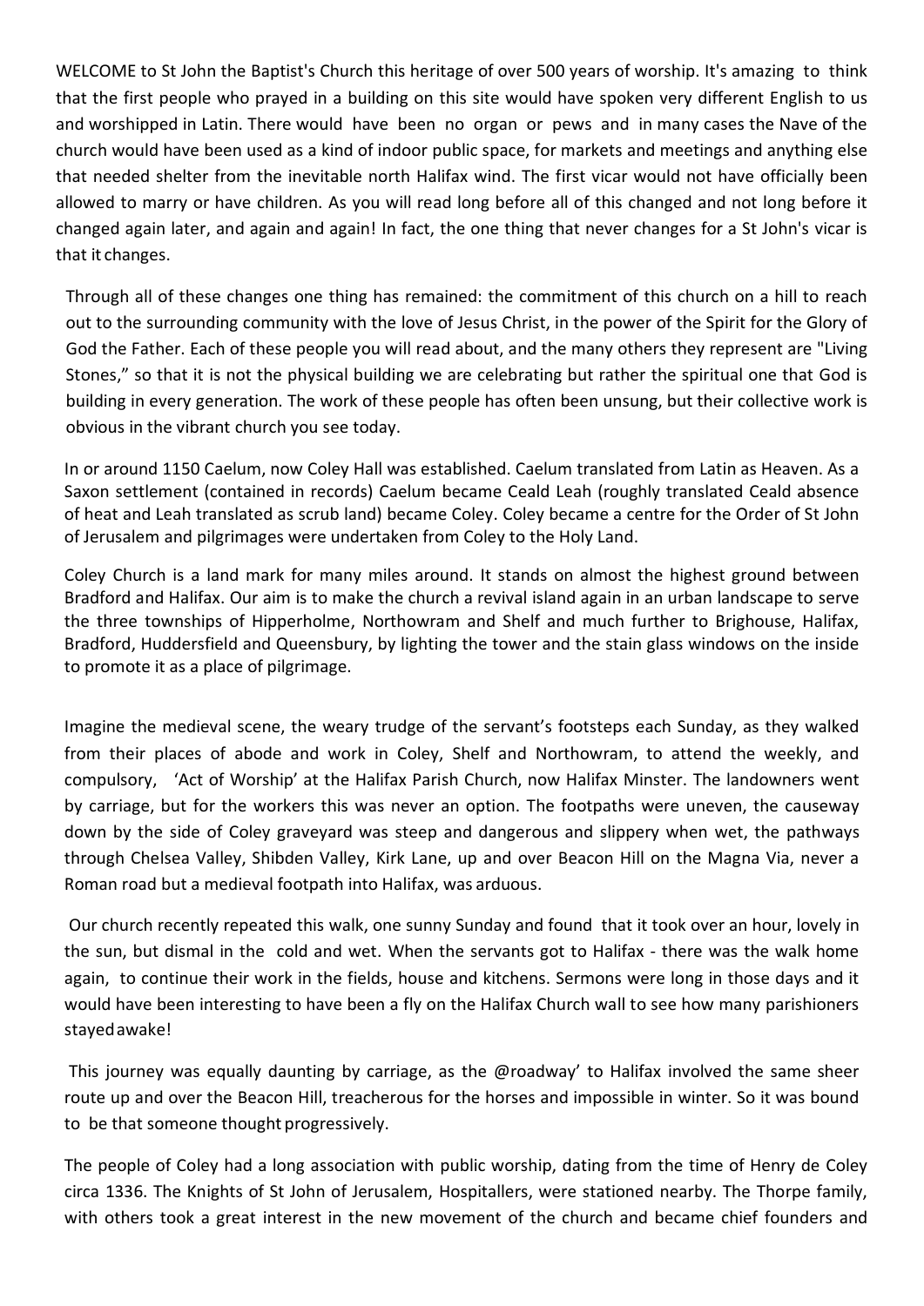WELCOME to St John the Baptist's Church this heritage of over 500 years of worship. It's amazing to think that the first people who prayed in a building on this site would have spoken very different English to us and worshipped in Latin. There would have been no organ or pews and in many cases the Nave of the church would have been used as a kind of indoor public space, for markets and meetings and anything else that needed shelter from the inevitable north Halifax wind. The first vicar would not have officially been allowed to marry or have children. As you will read long before all of this changed and not long before it changed again later, and again and again! In fact, the one thing that never changes for a St John's vicar is that it changes.

Through all of these changes one thing has remained: the commitment of this church on a hill to reach out to the surrounding community with the love of Jesus Christ, in the power of the Spirit for the Glory of God the Father. Each of these people you will read about, and the many others they represent are "Living Stones," so that it is not the physical building we are celebrating but rather the spiritual one that God is building in every generation. The work of these people has often been unsung, but their collective work is obvious in the vibrant church you see today.

In or around 1150 Caelum, now Coley Hall was established. Caelum translated from Latin as Heaven. As a Saxon settlement (contained in records) Caelum became Ceald Leah (roughly translated Ceald absence of heat and Leah translated as scrub land) became Coley. Coley became a centre for the Order of St John of Jerusalem and pilgrimages were undertaken from Coley to the Holy Land.

Coley Church is a land mark for many miles around. It stands on almost the highest ground between Bradford and Halifax. Our aim is to make the church a revival island again in an urban landscape to serve the three townships of Hipperholme, Northowram and Shelf and much further to Brighouse, Halifax, Bradford, Huddersfield and Queensbury, by lighting the tower and the stain glass windows on the inside to promote it as a place of pilgrimage.

Imagine the medieval scene, the weary trudge of the servant's footsteps each Sunday, as they walked from their places of abode and work in Coley, Shelf and Northowram, to attend the weekly, and compulsory, 'Act of Worship' at the Halifax Parish Church, now Halifax Minster. The landowners went by carriage, but for the workers this was never an option. The footpaths were uneven, the causeway down by the side of Coley graveyard was steep and dangerous and slippery when wet, the pathways through Chelsea Valley, Shibden Valley, Kirk Lane, up and over Beacon Hill on the Magna Via, never a Roman road but a medieval footpath into Halifax, was arduous.

Our church recently repeated this walk, one sunny Sunday and found that it took over an hour, lovely in the sun, but dismal in the cold and wet. When the servants got to Halifax - there was the walk home again, to continue their work in the fields, house and kitchens. Sermons were long in those days and it would have been interesting to have been a fly on the Halifax Church wall to see how many parishioners stayed awake!

This journey was equally daunting by carriage, as the @roadway' to Halifax involved the same sheer route up and over the Beacon Hill, treacherous for the horses and impossible in winter. So it was bound to be that someone thought progressively.

The people of Coley had a long association with public worship, dating from the time of Henry de Coley circa 1336. The Knights of St John of Jerusalem, Hospitallers, were stationed nearby. The Thorpe family, with others took a great interest in the new movement of the church and became chief founders and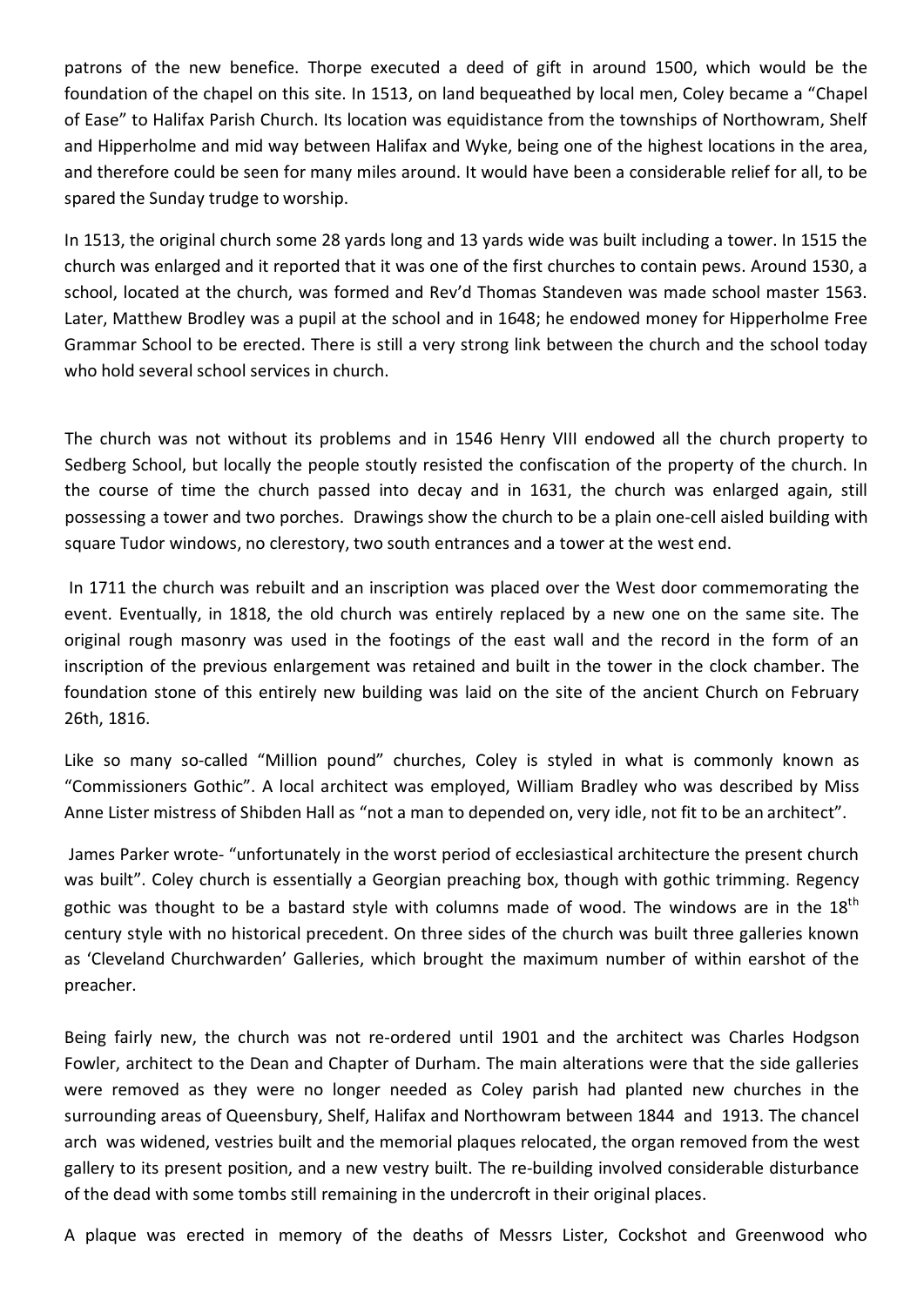patrons of the new benefice. Thorpe executed a deed of gift in around 1500, which would be the foundation of the chapel on this site. In 1513, on land bequeathed by local men, Coley became a "Chapel of Ease" to Halifax Parish Church. Its location was equidistance from the townships of Northowram, Shelf and Hipperholme and mid way between Halifax and Wyke, being one of the highest locations in the area, and therefore could be seen for many miles around. It would have been a considerable relief for all, to be spared the Sunday trudge to worship.

In 1513, the original church some 28 yards long and 13 yards wide was built including a tower. In 1515 the church was enlarged and it reported that it was one of the first churches to contain pews. Around 1530, a school, located at the church, was formed and Rev'd Thomas Standeven was made school master 1563. Later, Matthew Brodley was a pupil at the school and in 1648; he endowed money for Hipperholme Free Grammar School to be erected. There is still a very strong link between the church and the school today who hold several school services in church.

The church was not without its problems and in 1546 Henry VIII endowed all the church property to Sedberg School, but locally the people stoutly resisted the confiscation of the property of the church. In the course of time the church passed into decay and in 1631, the church was enlarged again, still possessing a tower and two porches. Drawings show the church to be a plain one-cell aisled building with square Tudor windows, no clerestory, two south entrances and a tower at the west end.

In 1711 the church was rebuilt and an inscription was placed over the West door commemorating the event. Eventually, in 1818, the old church was entirely replaced by a new one on the same site. The original rough masonry was used in the footings of the east wall and the record in the form of an inscription of the previous enlargement was retained and built in the tower in the clock chamber. The foundation stone of this entirely new building was laid on the site of the ancient Church on February 26th, 1816.

Like so many so-called "Million pound" churches, Coley is styled in what is commonly known as "Commissioners Gothic". A local architect was employed, William Bradley who was described by Miss Anne Lister mistress of Shibden Hall as "not a man to depended on, very idle, not fit to be an architect".

James Parker wrote- "unfortunately in the worst period of ecclesiastical architecture the present church was built". Coley church is essentially a Georgian preaching box, though with gothic trimming. Regency gothic was thought to be a bastard style with columns made of wood. The windows are in the 18th century style with no historical precedent. On three sides of the church was built three galleries known as 'Cleveland Churchwarden' Galleries, which brought the maximum number of within earshot of the preacher.

Being fairly new, the church was not re-ordered until 1901 and the architect was Charles Hodgson Fowler, architect to the Dean and Chapter of Durham. The main alterations were that the side galleries were removed as they were no longer needed as Coley parish had planted new churches in the surrounding areas of Queensbury, Shelf, Halifax and Northowram between 1844 and 1913. The chancel arch was widened, vestries built and the memorial plaques relocated, the organ removed from the west gallery to its present position, and a new vestry built. The re-building involved considerable disturbance of the dead with some tombs still remaining in the undercroft in their original places.

A plaque was erected in memory of the deaths of Messrs Lister, Cockshot and Greenwood who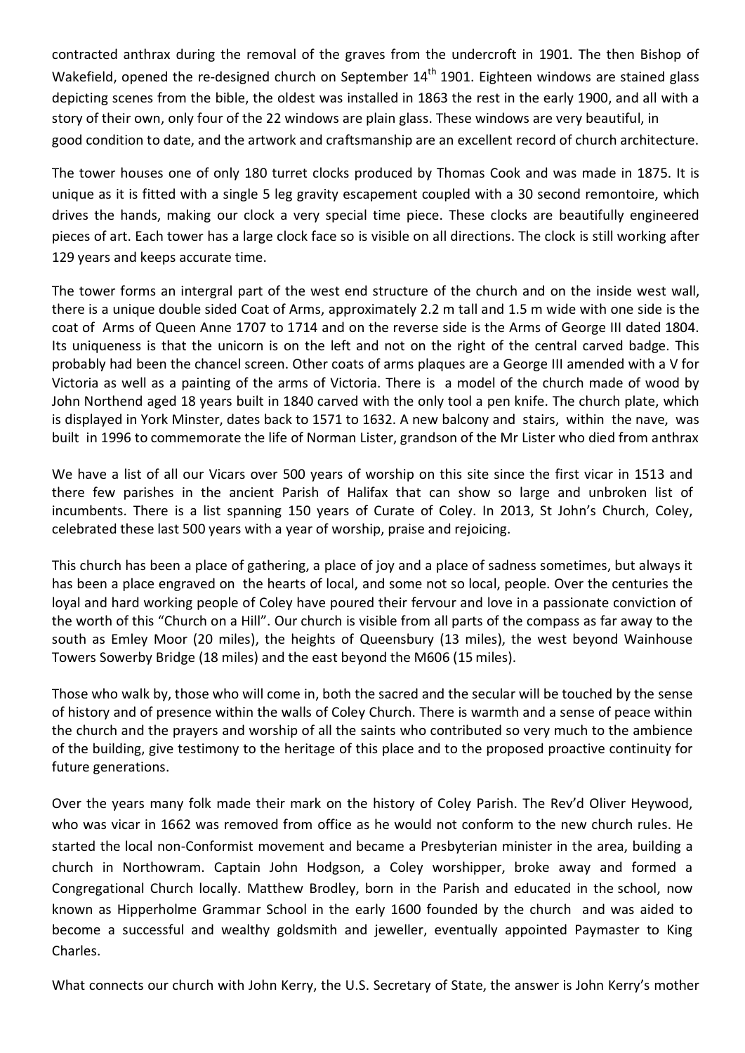contracted anthrax during the removal of the graves from the undercroft in 1901. The then Bishop of Wakefield, opened the re-designed church on September 14th 1901. Eighteen windows are stained glass depicting scenes from the bible, the oldest was installed in 1863 the rest in the early 1900, and all with a story of their own, only four of the 22 windows are plain glass. These windows are very beautiful, in good condition to date, and the artwork and craftsmanship are an excellent record of church architecture.

The tower houses one of only 180 turret clocks produced by Thomas Cook and was made in 1875. It is unique as it is fitted with a single 5 leg gravity escapement coupled with a 30 second remontoire, which drives the hands, making our clock a very special time piece. These clocks are beautifully engineered pieces of art. Each tower has a large clock face so is visible on all directions. The clock is still working after 129 years and keeps accurate time.

The tower forms an intergral part of the west end structure of the church and on the inside west wall, there is a unique double sided Coat of Arms, approximately 2.2 m tall and 1.5 m wide with one side is the coat of Arms of Queen Anne 1707 to 1714 and on the reverse side is the Arms of George III dated 1804. Its uniqueness is that the unicorn is on the left and not on the right of the central carved badge. This probably had been the chancel screen. Other coats of arms plaques are a George III amended with a V for Victoria as well as a painting of the arms of Victoria. There is a model of the church made of wood by John Northend aged 18 years built in 1840 carved with the only tool a pen knife. The church plate, which is displayed in York Minster, dates back to 1571 to 1632. A new balcony and stairs, within the nave, was built in 1996 to commemorate the life of Norman Lister, grandson of the Mr Lister who died from anthrax

We have a list of all our Vicars over 500 years of worship on this site since the first vicar in 1513 and there few parishes in the ancient Parish of Halifax that can show so large and unbroken list of incumbents. There is a list spanning 150 years of Curate of Coley. In 2013, St John's Church, Coley, celebrated these last 500 years with a year of worship, praise and rejoicing.

This church has been a place of gathering, a place of joy and a place of sadness sometimes, but always it has been a place engraved on the hearts of local, and some not so local, people. Over the centuries the loyal and hard working people of Coley have poured their fervour and love in a passionate conviction of the worth of this "Church on a Hill". Our church is visible from all parts of the compass as far away to the south as Emley Moor (20 miles), the heights of Queensbury (13 miles), the west beyond Wainhouse Towers Sowerby Bridge (18 miles) and the east beyond the M606 (15 miles).

Those who walk by, those who will come in, both the sacred and the secular will be touched by the sense of history and of presence within the walls of Coley Church. There is warmth and a sense of peace within the church and the prayers and worship of all the saints who contributed so very much to the ambience of the building, give testimony to the heritage of this place and to the proposed proactive continuity for future generations.

Over the years many folk made their mark on the history of Coley Parish. The Rev'd Oliver Heywood, who was vicar in 1662 was removed from office as he would not conform to the new church rules. He started the local non-Conformist movement and became a Presbyterian minister in the area, building a church in Northowram. Captain John Hodgson, a Coley worshipper, broke away and formed a Congregational Church locally. Matthew Brodley, born in the Parish and educated in the school, now known as Hipperholme Grammar School in the early 1600 founded by the church and was aided to become a successful and wealthy goldsmith and jeweller, eventually appointed Paymaster to King Charles.

What connects our church with John Kerry, the U.S. Secretary of State, the answer is John Kerry's mother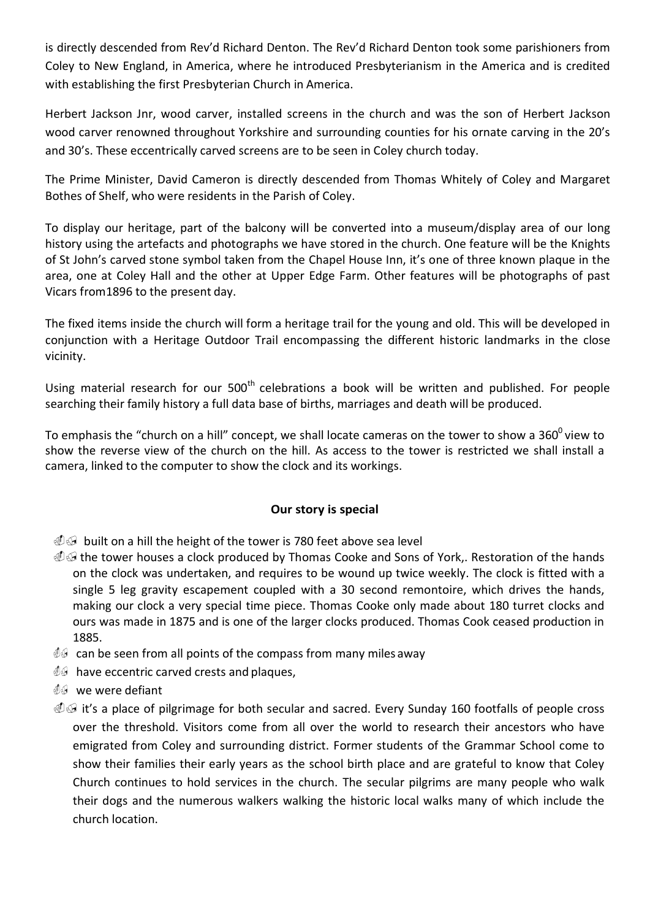is directly descended from Rev'd Richard Denton. The Rev'd Richard Denton took some parishioners from Coley to New England, in America, where he introduced Presbyterianism in the America and is credited with establishing the first Presbyterian Church in America.

Herbert Jackson Jnr, wood carver, installed screens in the church and was the son of Herbert Jackson wood carver renowned throughout Yorkshire and surrounding counties for his ornate carving in the 20's and 30's. These eccentrically carved screens are to be seen in Coley church today.

The Prime Minister, David Cameron is directly descended from Thomas Whitely of Coley and Margaret Bothes of Shelf, who were residents in the Parish of Coley.

To display our heritage, part of the balcony will be converted into a museum/display area of our long history using the artefacts and photographs we have stored in the church. One feature will be the Knights of St John's carved stone symbol taken from the Chapel House Inn, it's one of three known plaque in the area, one at Coley Hall and the other at Upper Edge Farm. Other features will be photographs of past Vicars from1896 to the present day.

The fixed items inside the church will form a heritage trail for the young and old. This will be developed in conjunction with a Heritage Outdoor Trail encompassing the different historic landmarks in the close vicinity.

Using material research for our 500$^{th}$ celebrations a book will be written and published. For people searching their family history a full data base of births, marriages and death will be produced.

To emphasis the "church on a hill" concept, we shall locate cameras on the tower to show a 360$^{0}$ view to show the reverse view of the church on the hill. As access to the tower is restricted we shall install a camera, linked to the computer to show the clock and its workings.

**Our story is special**

- built on a hill the height of the tower is 780 feet above sea level
- the tower houses a clock produced by Thomas Cooke and Sons of York,. Restoration of the hands on the clock was undertaken, and requires to be wound up twice weekly. The clock is fitted with a single 5 leg gravity escapement coupled with a 30 second remontoire, which drives the hands, making our clock a very special time piece. Thomas Cooke only made about 180 turret clocks and ours was made in 1875 and is one of the larger clocks produced. Thomas Cook ceased production in 1885.
- can be seen from all points of the compass from many miles away
- have eccentric carved crests and plaques,
- we were defiant
- it's a place of pilgrimage for both secular and sacred. Every Sunday 160 footfalls of people cross over the threshold. Visitors come from all over the world to research their ancestors who have emigrated from Coley and surrounding district. Former students of the Grammar School come to show their families their early years as the school birth place and are grateful to know that Coley Church continues to hold services in the church. The secular pilgrims are many people who walk their dogs and the numerous walkers walking the historic local walks many of which include the church location.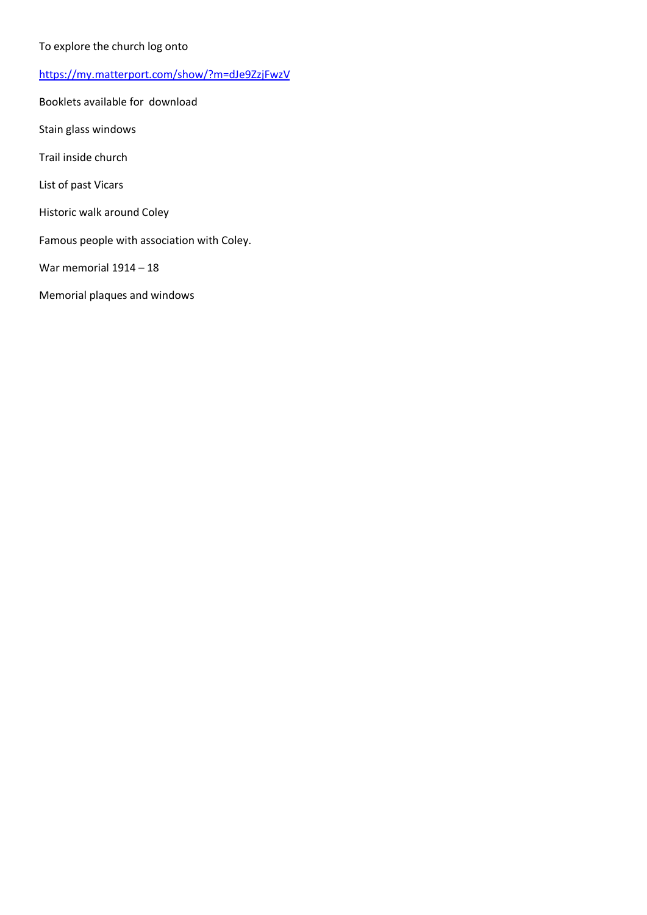To explore the church log onto

https://my.matterport.com/show/?m=dJe9ZzjFwzV

Booklets available for download

Stain glass windows

Trail inside church

List of past Vicars

Historic walk around Coley

Famous people with association with Coley.

War memorial 1914 – 18

Memorial plaques and windows